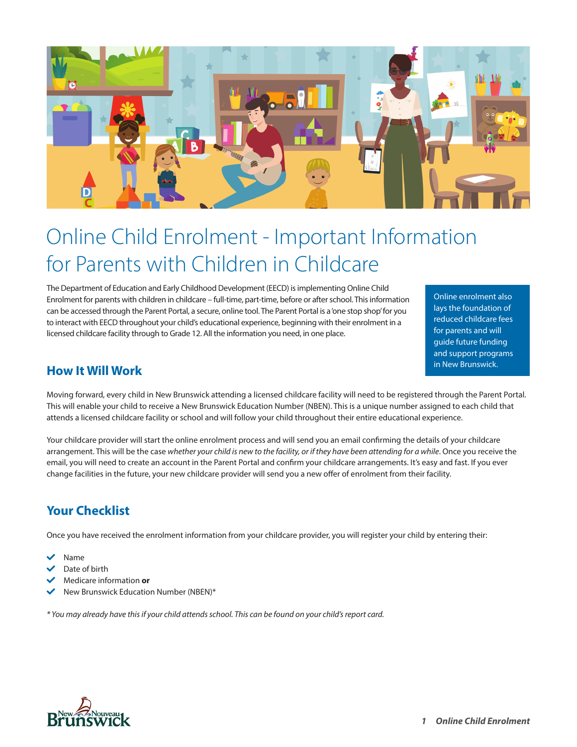# Online Child Enrolment - Important Information for Parents with Children in Childcare

The Department of Education and Early Childhood Development (EECD) is implementing Online Child Enrolment for parents with children in childcare – full-time, part-time, before or after school. This information can be accessed through the Parent Portal, a secure, online tool. The Parent Portal is a 'one stop shop' for you to interact with EECD throughout your child's educational experience, beginning with their enrolment in a licensed childcare facility through to Grade 12. All the information you need, in one place.

Online enrolment also lays the foundation of reduced childcare fees for parents and will guide future funding and support programs in New Brunswick.

## How It Will Work

Moving forward, every child in New Brunswick attending a licensed childcare facility will need to be registered through the Parent Portal. This will enable your child to receive a New Brunswick Education Number (NBEN). This is a unique number assigned to each child that attends a licensed childcare facility or school and will follow your child throughout their entire educational experience.

Your childcare provider will start the online enrolment process and will send you an email confirming the details of your childcare arrangement. This will be the case *whether your child is new to the facility, or if they have been attending for a while*. Once you receive the email, you will need to create an account in the Parent Portal and confirm your childcare arrangements. It's easy and fast. If you ever change facilities in the future, your new childcare provider will send you a new offer of enrolment from their facility.

## Your Checklist

Once you have received the enrolment information from your childcare provider, you will register your child by entering their:

- Name
- Date of birth
- Medicare information **or**
- New Brunswick Education Number (NBEN)*

*\* You may already have this if your child attends school. This can be found on your child's report card.*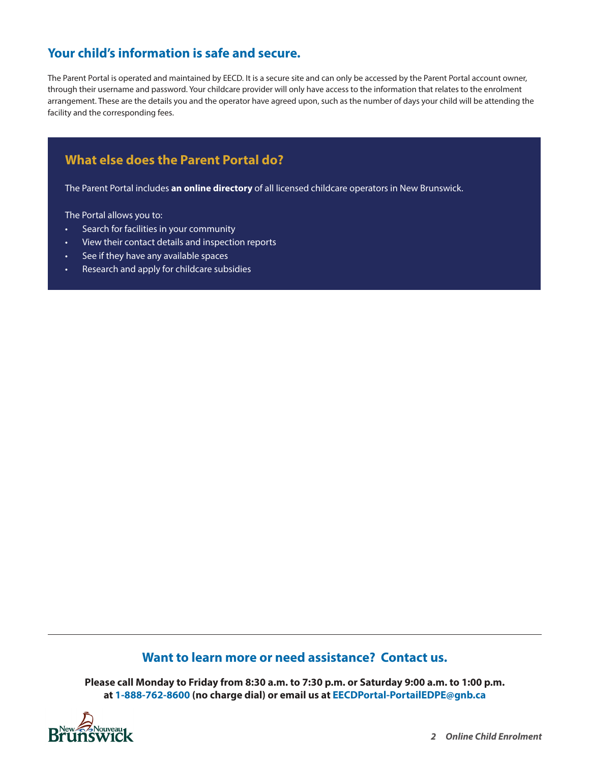## Your child's information is safe and secure.

The Parent Portal is operated and maintained by EECD. It is a secure site and can only be accessed by the Parent Portal account owner, through their username and password. Your childcare provider will only have access to the information that relates to the enrolment arrangement. These are the details you and the operator have agreed upon, such as the number of days your child will be attending the facility and the corresponding fees.

### What else does the Parent Portal do?

The Parent Portal includes **an online directory** of all licensed childcare operators in New Brunswick.

The Portal allows you to:

- Search for facilities in your community
- View their contact details and inspection reports
- See if they have any available spaces
- Research and apply for childcare subsidies

---

### Want to learn more or need assistance? Contact us.

**Please call Monday to Friday from 8:30 a.m. to 7:30 p.m. or Saturday 9:00 a.m. to 1:00 p.m. at 1-888-762-8600 (no charge dial) or email us at EECDPortal-PortailEDPE@gnb.ca**